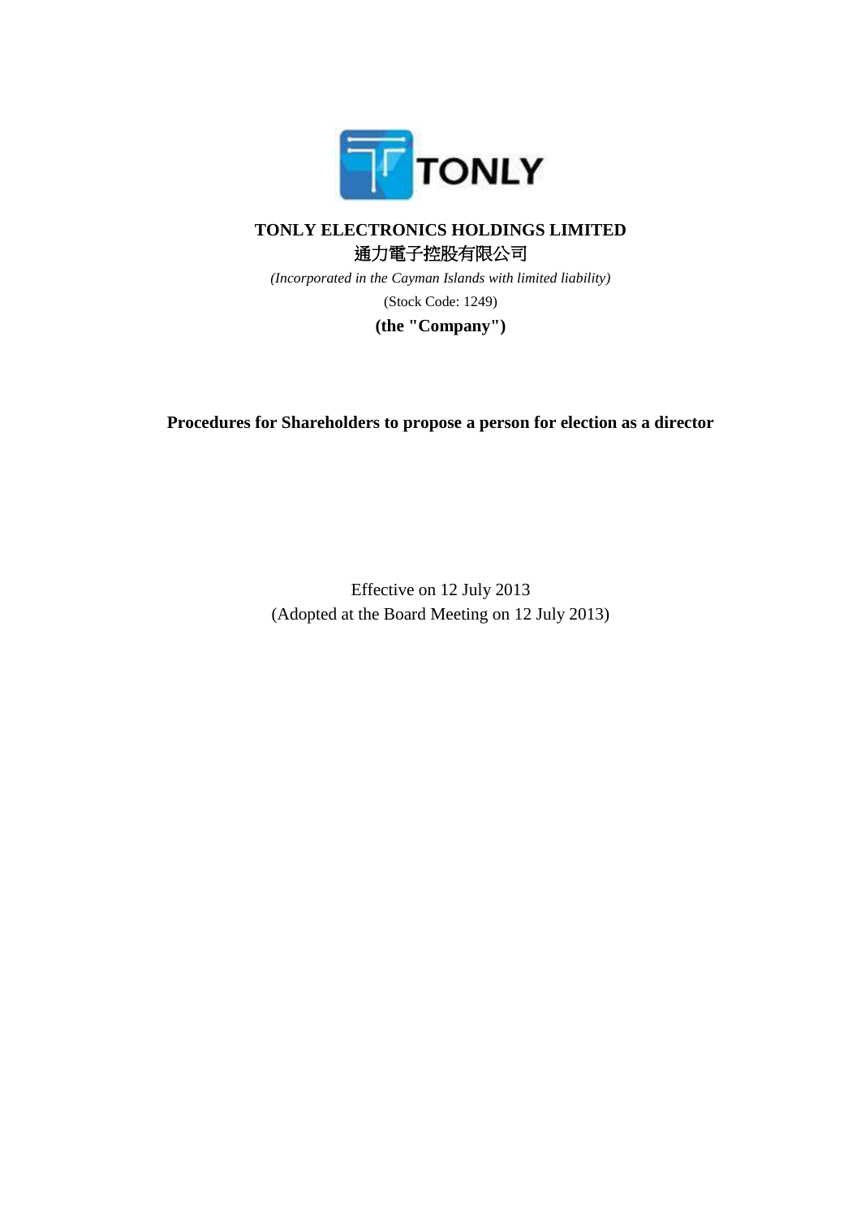# TONLY ELECTRONICS HOLDINGS LIMITED

# 通力電子控股有限公司

*(Incorporated in the Cayman Islands with limited liability)*

(Stock Code: 1249)

**(the "Company")**

## Procedures for Shareholders to propose a person for election as a director

Effective on 12 July 2013

(Adopted at the Board Meeting on 12 July 2013)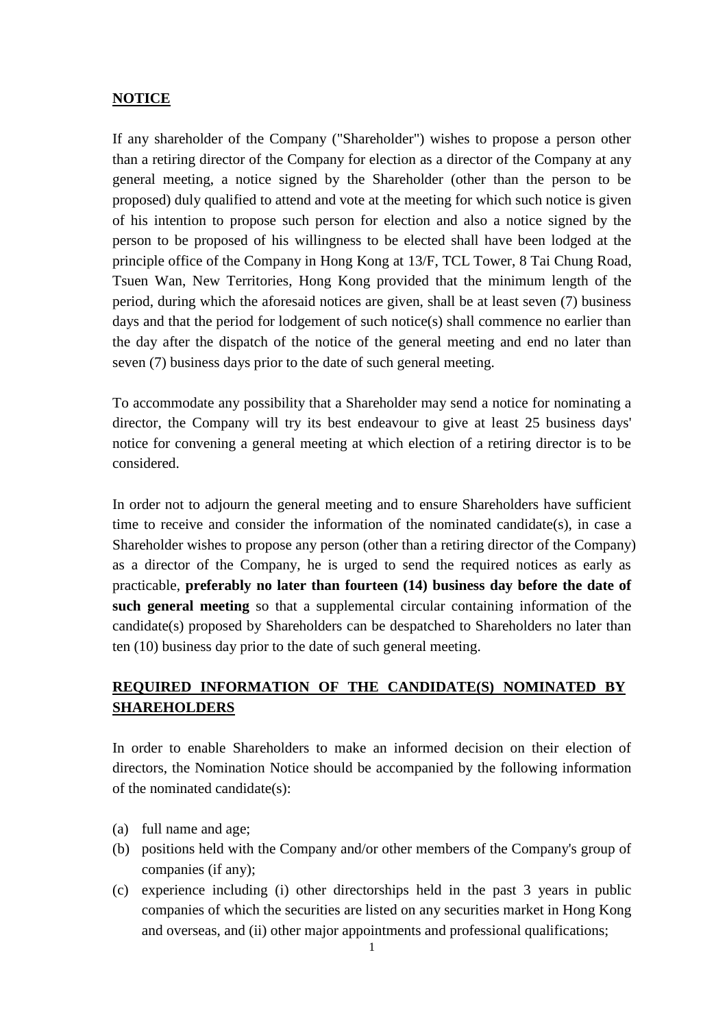## NOTICE

If any shareholder of the Company ("Shareholder") wishes to propose a person other than a retiring director of the Company for election as a director of the Company at any general meeting, a notice signed by the Shareholder (other than the person to be proposed) duly qualified to attend and vote at the meeting for which such notice is given of his intention to propose such person for election and also a notice signed by the person to be proposed of his willingness to be elected shall have been lodged at the principle office of the Company in Hong Kong at 13/F, TCL Tower, 8 Tai Chung Road, Tsuen Wan, New Territories, Hong Kong provided that the minimum length of the period, during which the aforesaid notices are given, shall be at least seven (7) business days and that the period for lodgement of such notice(s) shall commence no earlier than the day after the dispatch of the notice of the general meeting and end no later than seven (7) business days prior to the date of such general meeting.

To accommodate any possibility that a Shareholder may send a notice for nominating a director, the Company will try its best endeavour to give at least 25 business days' notice for convening a general meeting at which election of a retiring director is to be considered.

In order not to adjourn the general meeting and to ensure Shareholders have sufficient time to receive and consider the information of the nominated candidate(s), in case a Shareholder wishes to propose any person (other than a retiring director of the Company) as a director of the Company, he is urged to send the required notices as early as practicable, **preferably no later than fourteen (14) business day before the date of such general meeting** so that a supplemental circular containing information of the candidate(s) proposed by Shareholders can be despatched to Shareholders no later than ten (10) business day prior to the date of such general meeting.

## REQUIRED INFORMATION OF THE CANDIDATE(S) NOMINATED BY SHAREHOLDERS

In order to enable Shareholders to make an informed decision on their election of directors, the Nomination Notice should be accompanied by the following information of the nominated candidate(s):

(a) full name and age;

(b) positions held with the Company and/or other members of the Company's group of companies (if any);

(c) experience including (i) other directorships held in the past 3 years in public companies of which the securities are listed on any securities market in Hong Kong and overseas, and (ii) other major appointments and professional qualifications;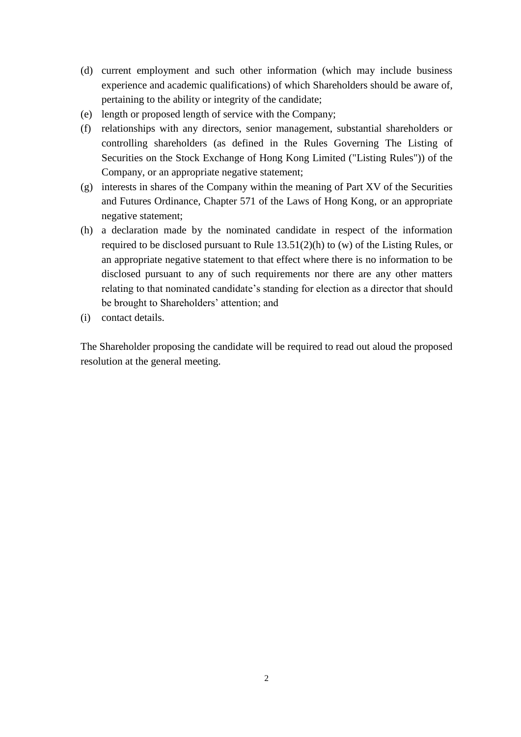(d) current employment and such other information (which may include business experience and academic qualifications) of which Shareholders should be aware of, pertaining to the ability or integrity of the candidate;
(e) length or proposed length of service with the Company;
(f) relationships with any directors, senior management, substantial shareholders or controlling shareholders (as defined in the Rules Governing The Listing of Securities on the Stock Exchange of Hong Kong Limited ("Listing Rules")) of the Company, or an appropriate negative statement;
(g) interests in shares of the Company within the meaning of Part XV of the Securities and Futures Ordinance, Chapter 571 of the Laws of Hong Kong, or an appropriate negative statement;
(h) a declaration made by the nominated candidate in respect of the information required to be disclosed pursuant to Rule 13.51(2)(h) to (w) of the Listing Rules, or an appropriate negative statement to that effect where there is no information to be disclosed pursuant to any of such requirements nor there are any other matters relating to that nominated candidate's standing for election as a director that should be brought to Shareholders' attention; and
(i) contact details.

The Shareholder proposing the candidate will be required to read out aloud the proposed resolution at the general meeting.